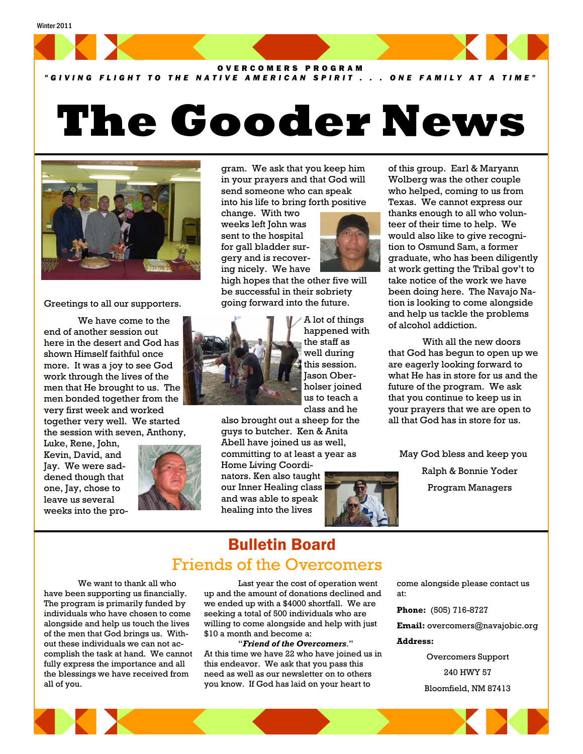Winter 2011

OVERCOMERS PROGRAM

"GIVING FLIGHT TO THE NATIVE AMERICAN SPIRIT . . . ONE FAMILY AT A TIME"

# The Gooder News

Greetings to all our supporters.

We have come to the end of another session out here in the desert and God has shown Himself faithful once more. It was a joy to see God work through the lives of the men that He brought to us. The men bonded together from the very first week and worked together very well. We started the session with seven, Anthony, Luke, Rene, John, Kevin, David, and Jay. We were saddened though that one, Jay, chose to leave us several weeks into the program. We ask that you keep him in your prayers and that God will send someone who can speak into his life to bring forth positive change. With two weeks left John was sent to the hospital for gall bladder surgery and is recovering nicely. We have high hopes that the other five will be successful in their sobriety going forward into the future.

A lot of things happened with the staff as well during this session. Jason Oberholser joined us to teach a class and he also brought out a sheep for the guys to butcher. Ken & Anita Abell have joined us as well, committing to at least a year as Home Living Coordinators. Ken also taught our Inner Healing class and was able to speak healing into the lives of this group. Earl & Maryann Wolberg was the other couple who helped, coming to us from Texas. We cannot express our thanks enough to all who volunteer of their time to help. We would also like to give recognition to Osmund Sam, a former graduate, who has been diligently at work getting the Tribal gov't to take notice of the work we have been doing here. The Navajo Nation is looking to come alongside and help us tackle the problems of alcohol addiction.

With all the new doors that God has begun to open up we are eagerly looking forward to what He has in store for us and the future of the program. We ask that you continue to keep us in your prayers that we are open to all that God has in store for us.

May God bless and keep you

Ralph & Bonnie Yoder

Program Managers

## Bulletin Board

### Friends of the Overcomers

We want to thank all who have been supporting us financially. The program is primarily funded by individuals who have chosen to come alongside and help us touch the lives of the men that God brings us. Without these individuals we can not accomplish the task at hand. We cannot fully express the importance and all the blessings we have received from all of you.

Last year the cost of operation went up and the amount of donations declined and we ended up with a $4000 shortfall. We are seeking a total of 500 individuals who are willing to come alongside and help with just $10 a month and become a:

"***Friend of the Overcomers.***"

At this time we have 22 who have joined us in this endeavor. We ask that you pass this need as well as our newsletter on to others you know. If God has laid on your heart to come alongside please contact us at:

**Phone:** (505) 716-8727

**Email:** overcomers@navajobic.org

**Address:**

Overcomers Support
240 HWY 57
Bloomfield, NM 87413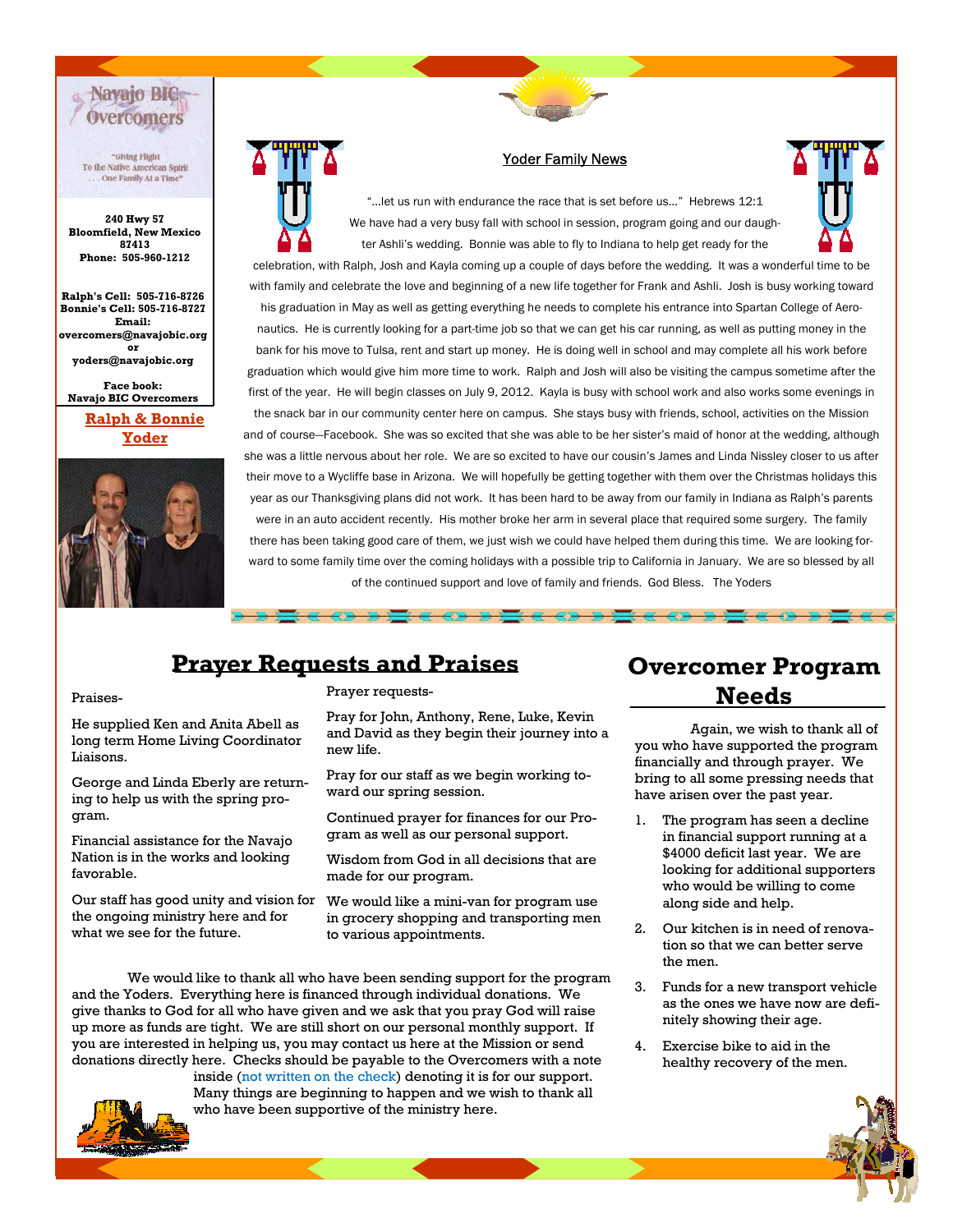Navajo BIC Overcomers

"Giving Flight To the Native American Spirit . . . One Family At a Time"

**240 Hwy 57**
**Bloomfield, New Mexico 87413**
**Phone: 505-960-1212**

**Ralph's Cell: 505-716-8726**
**Bonnie's Cell: 505-716-8727**
**Email:**
**overcomers@navajobic.org**
**or**
**yoders@navajobic.org**

**Face book:**
**Navajo BIC Overcomers**

**Ralph & Bonnie Yoder**

## Yoder Family News

"…let us run with endurance the race that is set before us…" Hebrews 12:1

We have had a very busy fall with school in session, program going and our daughter Ashli's wedding. Bonnie was able to fly to Indiana to help get ready for the celebration, with Ralph, Josh and Kayla coming up a couple of days before the wedding. It was a wonderful time to be with family and celebrate the love and beginning of a new life together for Frank and Ashli. Josh is busy working toward his graduation in May as well as getting everything he needs to complete his entrance into Spartan College of Aeronautics. He is currently looking for a part-time job so that we can get his car running, as well as putting money in the bank for his move to Tulsa, rent and start up money. He is doing well in school and may complete all his work before graduation which would give him more time to work. Ralph and Josh will also be visiting the campus sometime after the first of the year. He will begin classes on July 9, 2012. Kayla is busy with school work and also works some evenings in the snack bar in our community center here on campus. She stays busy with friends, school, activities on the Mission and of course—Facebook. She was so excited that she was able to be her sister's maid of honor at the wedding, although she was a little nervous about her role. We are so excited to have our cousin's James and Linda Nissley closer to us after their move to a Wycliffe base in Arizona. We will hopefully be getting together with them over the Christmas holidays this year as our Thanksgiving plans did not work. It has been hard to be away from our family in Indiana as Ralph's parents were in an auto accident recently. His mother broke her arm in several place that required some surgery. The family there has been taking good care of them, we just wish we could have helped them during this time. We are looking forward to some family time over the coming holidays with a possible trip to California in January. We are so blessed by all of the continued support and love of family and friends. God Bless. The Yoders

## Prayer Requests and Praises

Praises-

He supplied Ken and Anita Abell as long term Home Living Coordinator Liaisons.

George and Linda Eberly are returning to help us with the spring program.

Financial assistance for the Navajo Nation is in the works and looking favorable.

Our staff has good unity and vision for the ongoing ministry here and for what we see for the future.

Prayer requests-

Pray for John, Anthony, Rene, Luke, Kevin and David as they begin their journey into a new life.

Pray for our staff as we begin working toward our spring session.

Continued prayer for finances for our Program as well as our personal support.

Wisdom from God in all decisions that are made for our program.

We would like a mini-van for program use in grocery shopping and transporting men to various appointments.

We would like to thank all who have been sending support for the program and the Yoders. Everything here is financed through individual donations. We give thanks to God for all who have given and we ask that you pray God will raise up more as funds are tight. We are still short on our personal monthly support. If you are interested in helping us, you may contact us here at the Mission or send donations directly here. Checks should be payable to the Overcomers with a note inside (not written on the check) denoting it is for our support. Many things are beginning to happen and we wish to thank all who have been supportive of the ministry here.

## Overcomer Program Needs

Again, we wish to thank all of you who have supported the program financially and through prayer. We bring to all some pressing needs that have arisen over the past year.

1. The program has seen a decline in financial support running at a $4000 deficit last year. We are looking for additional supporters who would be willing to come along side and help.
2. Our kitchen is in need of renovation so that we can better serve the men.
3. Funds for a new transport vehicle as the ones we have now are definitely showing their age.
4. Exercise bike to aid in the healthy recovery of the men.